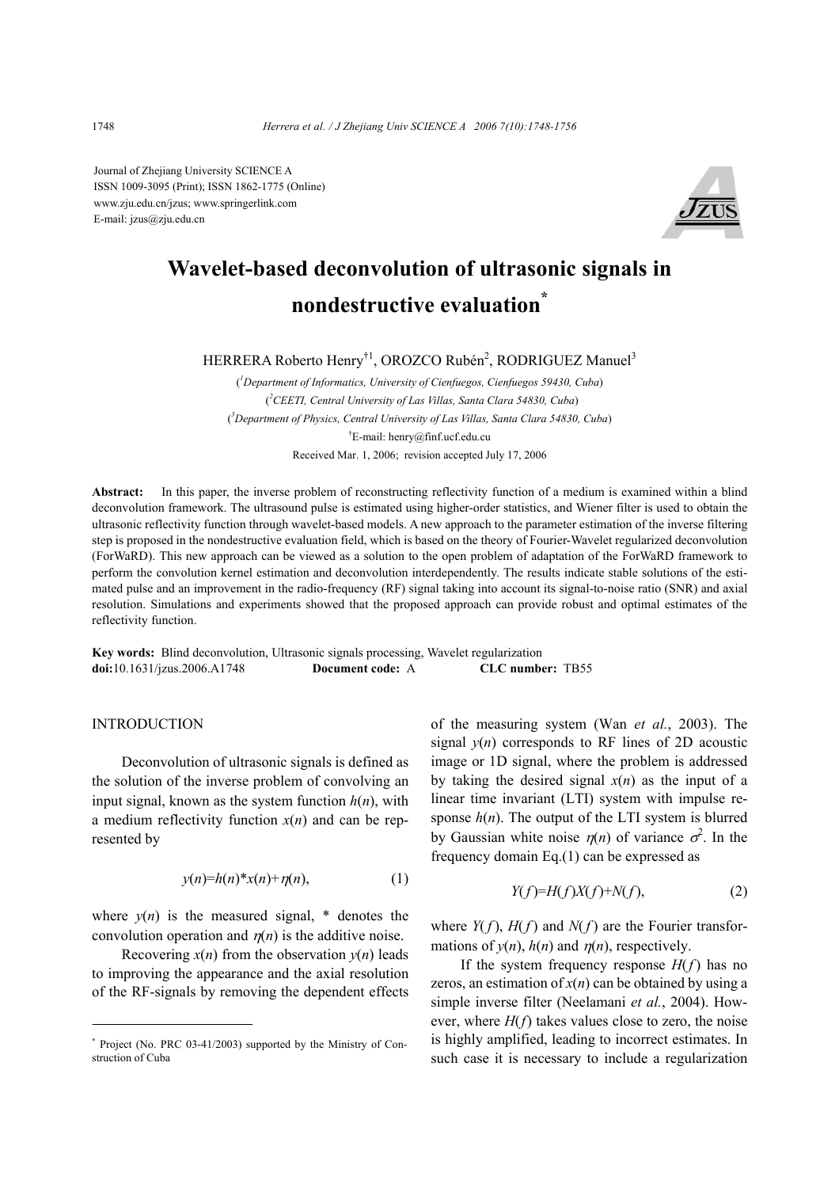Journal of Zhejiang University SCIENCE A
ISSN 1009-3095 (Print); ISSN 1862-1775 (Online)
www.zju.edu.cn/jzus; www.springerlink.com
E-mail: jzus@zju.edu.cn

# Wavelet-based deconvolution of ultrasonic signals in nondestructive evaluation*

HERRERA Roberto Henry[†1], OROZCO Rubén[2], RODRIGUEZ Manuel[3]

([1]Department of Informatics, University of Cienfuegos, Cienfuegos 59430, Cuba)
([2]CEETI, Central University of Las Villas, Santa Clara 54830, Cuba)
([3]Department of Physics, Central University of Las Villas, Santa Clara 54830, Cuba)
[†]E-mail: henry@finf.ucf.edu.cu
Received Mar. 1, 2006; revision accepted July 17, 2006

**Abstract:** In this paper, the inverse problem of reconstructing reflectivity function of a medium is examined within a blind deconvolution framework. The ultrasound pulse is estimated using higher-order statistics, and Wiener filter is used to obtain the ultrasonic reflectivity function through wavelet-based models. A new approach to the parameter estimation of the inverse filtering step is proposed in the nondestructive evaluation field, which is based on the theory of Fourier-Wavelet regularized deconvolution (ForWaRD). This new approach can be viewed as a solution to the open problem of adaptation of the ForWaRD framework to perform the convolution kernel estimation and deconvolution interdependently. The results indicate stable solutions of the estimated pulse and an improvement in the radio-frequency (RF) signal taking into account its signal-to-noise ratio (SNR) and axial resolution. Simulations and experiments showed that the proposed approach can provide robust and optimal estimates of the reflectivity function.

**Key words:** Blind deconvolution, Ultrasonic signals processing, Wavelet regularization
**doi:**10.1631/jzus.2006.A1748 **Document code:** A **CLC number:** TB55

## INTRODUCTION

Deconvolution of ultrasonic signals is defined as the solution of the inverse problem of convolving an input signal, known as the system function $h(n)$, with a medium reflectivity function $x(n)$ and can be represented by

$$y(n)=h(n)*x(n)+\eta(n), \tag{1}$$

where $y(n)$ is the measured signal, * denotes the convolution operation and $\eta(n)$ is the additive noise.

Recovering $x(n)$ from the observation $y(n)$ leads to improving the appearance and the axial resolution of the RF-signals by removing the dependent effects of the measuring system (Wan *et al.*, 2003). The signal $y(n)$ corresponds to RF lines of 2D acoustic image or 1D signal, where the problem is addressed by taking the desired signal $x(n)$ as the input of a linear time invariant (LTI) system with impulse response $h(n)$. The output of the LTI system is blurred by Gaussian white noise $\eta(n)$ of variance $\sigma^2$. In the frequency domain Eq.(1) can be expressed as

$$Y(f)=H(f)X(f)+N(f), \tag{2}$$

where $Y(f)$, $H(f)$ and $N(f)$ are the Fourier transformations of $y(n)$, $h(n)$ and $\eta(n)$, respectively.

If the system frequency response $H(f)$ has no zeros, an estimation of $x(n)$ can be obtained by using a simple inverse filter (Neelamani *et al.*, 2004). However, where $H(f)$ takes values close to zero, the noise is highly amplified, leading to incorrect estimates. In such case it is necessary to include a regularization

---

* Project (No. PRC 03-41/2003) supported by the Ministry of Construction of Cuba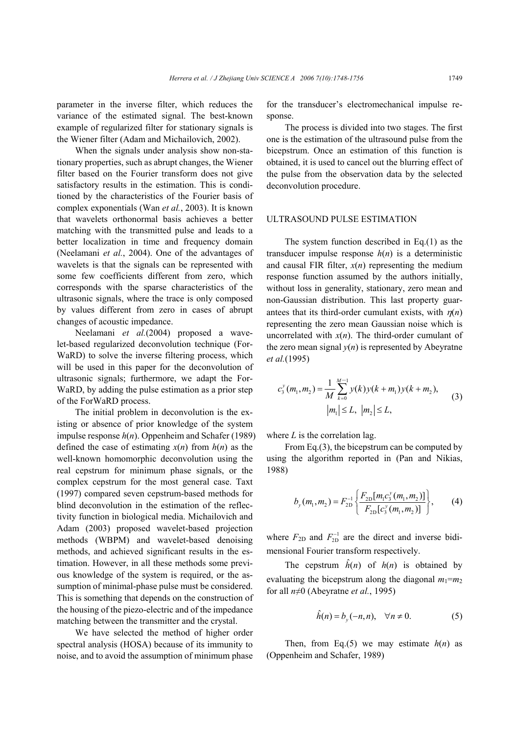parameter in the inverse filter, which reduces the variance of the estimated signal. The best-known example of regularized filter for stationary signals is the Wiener filter (Adam and Michailovich, 2002).

When the signals under analysis show non-stationary properties, such as abrupt changes, the Wiener filter based on the Fourier transform does not give satisfactory results in the estimation. This is conditioned by the characteristics of the Fourier basis of complex exponentials (Wan *et al.*, 2003). It is known that wavelets orthonormal basis achieves a better matching with the transmitted pulse and leads to a better localization in time and frequency domain (Neelamani *et al.*, 2004). One of the advantages of wavelets is that the signals can be represented with some few coefficients different from zero, which corresponds with the sparse characteristics of the ultrasonic signals, where the trace is only composed by values different from zero in cases of abrupt changes of acoustic impedance.

Neelamani *et al.*(2004) proposed a wavelet-based regularized deconvolution technique (ForWaRD) to solve the inverse filtering process, which will be used in this paper for the deconvolution of ultrasonic signals; furthermore, we adapt the ForWaRD, by adding the pulse estimation as a prior step of the ForWaRD process.

The initial problem in deconvolution is the existing or absence of prior knowledge of the system impulse response $h(n)$. Oppenheim and Schafer (1989) defined the case of estimating $x(n)$ from $h(n)$ as the well-known homomorphic deconvolution using the real cepstrum for minimum phase signals, or the complex cepstrum for the most general case. Taxt (1997) compared seven cepstrum-based methods for blind deconvolution in the estimation of the reflectivity function in biological media. Michailovich and Adam (2003) proposed wavelet-based projection methods (WBPM) and wavelet-based denoising methods, and achieved significant results in the estimation. However, in all these methods some previous knowledge of the system is required, or the assumption of minimal-phase pulse must be considered. This is something that depends on the construction of the housing of the piezo-electric and of the impedance matching between the transmitter and the crystal.

We have selected the method of higher order spectral analysis (HOSA) because of its immunity to noise, and to avoid the assumption of minimum phase for the transducer's electromechanical impulse response.

The process is divided into two stages. The first one is the estimation of the ultrasound pulse from the bicepstrum. Once an estimation of this function is obtained, it is used to cancel out the blurring effect of the pulse from the observation data by the selected deconvolution procedure.

## ULTRASOUND PULSE ESTIMATION

The system function described in Eq.(1) as the transducer impulse response $h(n)$ is a deterministic and causal FIR filter, $x(n)$ representing the medium response function assumed by the authors initially, without loss in generality, stationary, zero mean and non-Gaussian distribution. This last property guarantees that its third-order cumulant exists, with $\eta(n)$ representing the zero mean Gaussian noise which is uncorrelated with $x(n)$. The third-order cumulant of the zero mean signal $y(n)$ is represented by Abeyratne *et al.*(1995)

$$c_3^y(m_1, m_2) = \frac{1}{M} \sum_{k=0}^{M-1} y(k)y(k+m_1)y(k+m_2), \quad |m_1| \le L, \ |m_2| \le L, \tag{3}$$

where $L$ is the correlation lag.

From Eq.(3), the bicepstrum can be computed by using the algorithm reported in (Pan and Nikias, 1988)

$$b_y(m_1, m_2) = F_{2\mathrm{D}}^{-1} \left\{ \frac{F_{2\mathrm{D}}[m_1 c_3^y(m_1, m_2)]}{F_{2\mathrm{D}}[c_3^y(m_1, m_2)]} \right\}, \tag{4}$$

where $F_{2\mathrm{D}}$ and $F_{2\mathrm{D}}^{-1}$ are the direct and inverse bidimensional Fourier transform respectively.

The cepstrum $\hat{h}(n)$ of $h(n)$ is obtained by evaluating the bicepstrum along the diagonal $m_1=m_2$ for all $n\neq0$ (Abeyratne *et al.*, 1995)

$$\hat{h}(n) = b_y(-n, n), \quad \forall n \neq 0. \tag{5}$$

Then, from Eq.(5) we may estimate $h(n)$ as (Oppenheim and Schafer, 1989)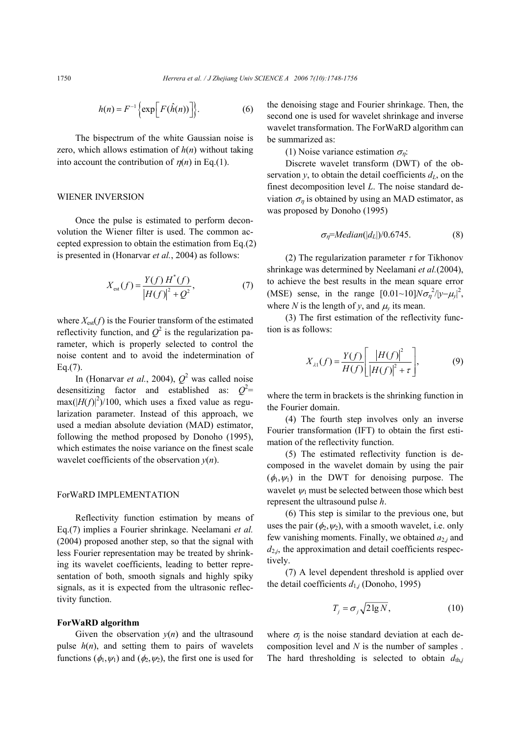$$h(n) = F^{-1}\left\{\exp\left[F(\hat{h}(n))\right]\right\}. \tag{6}$$

The bispectrum of the white Gaussian noise is zero, which allows estimation of $h(n)$ without taking into account the contribution of $\eta(n)$ in Eq.(1).

## WIENER INVERSION

Once the pulse is estimated to perform deconvolution the Wiener filter is used. The common accepted expression to obtain the estimation from Eq.(2) is presented in (Honarvar *et al.*, 2004) as follows:

$$X_{\text{est}}(f) = \frac{Y(f)\,H^*(f)}{\left|H(f)\right|^2 + Q^2}, \tag{7}$$

where $X_{\text{est}}(f)$ is the Fourier transform of the estimated reflectivity function, and $Q^2$ is the regularization parameter, which is properly selected to control the noise content and to avoid the indetermination of Eq.(7).

In (Honarvar *et al.*, 2004), $Q^2$ was called noise desensitizing factor and established as: $Q^2 = \max(|H(f)|^2)/100$, which uses a fixed value as regularization parameter. Instead of this approach, we used a median absolute deviation (MAD) estimator, following the method proposed by Donoho (1995), which estimates the noise variance on the finest scale wavelet coefficients of the observation $y(n)$.

## ForWaRD IMPLEMENTATION

Reflectivity function estimation by means of Eq.(7) implies a Fourier shrinkage. Neelamani *et al.* (2004) proposed another step, so that the signal with less Fourier representation may be treated by shrinking its wavelet coefficients, leading to better representation of both, smooth signals and highly spiky signals, as it is expected from the ultrasonic reflectivity function.

### ForWaRD algorithm

Given the observation $y(n)$ and the ultrasound pulse $h(n)$, and setting them to pairs of wavelets functions $(\phi_1, \psi_1)$ and $(\phi_2, \psi_2)$, the first one is used for the denoising stage and Fourier shrinkage. Then, the second one is used for wavelet shrinkage and inverse wavelet transformation. The ForWaRD algorithm can be summarized as:

(1) Noise variance estimation $\sigma_\eta$:

Discrete wavelet transform (DWT) of the observation $y$, to obtain the detail coefficients $d_L$, on the finest decomposition level $L$. The noise standard deviation $\sigma_\eta$ is obtained by using an MAD estimator, as was proposed by Donoho (1995)

$$\sigma_\eta = Median(|d_L|)/0.6745. \tag{8}$$

(2) The regularization parameter $\tau$ for Tikhonov shrinkage was determined by Neelamani *et al.*(2004), to achieve the best results in the mean square error (MSE) sense, in the range $[0.01\sim10]N\sigma_\eta^2/|y-\mu_y|^2$, where $N$ is the length of $y$, and $\mu_y$ its mean.

(3) The first estimation of the reflectivity function is as follows:

$$X_{\lambda 1}(f) = \frac{Y(f)}{H(f)}\left[\frac{\left|H(f)\right|^2}{\left|H(f)\right|^2 + \tau}\right], \tag{9}$$

where the term in brackets is the shrinking function in the Fourier domain.

(4) The fourth step involves only an inverse Fourier transformation (IFT) to obtain the first estimation of the reflectivity function.

(5) The estimated reflectivity function is decomposed in the wavelet domain by using the pair $(\phi_1, \psi_1)$ in the DWT for denoising purpose. The wavelet $\psi_1$ must be selected between those which best represent the ultrasound pulse $h$.

(6) This step is similar to the previous one, but uses the pair $(\phi_2, \psi_2)$, with a smooth wavelet, i.e. only few vanishing moments. Finally, we obtained $a_{2,j}$ and $d_{2,j}$, the approximation and detail coefficients respectively.

(7) A level dependent threshold is applied over the detail coefficients $d_{1,j}$ (Donoho, 1995)

$$T_j = \sigma_j\sqrt{2\lg N}, \tag{10}$$

where $\sigma_j$ is the noise standard deviation at each decomposition level and $N$ is the number of samples . The hard thresholding is selected to obtain $d_{\text{th},j}$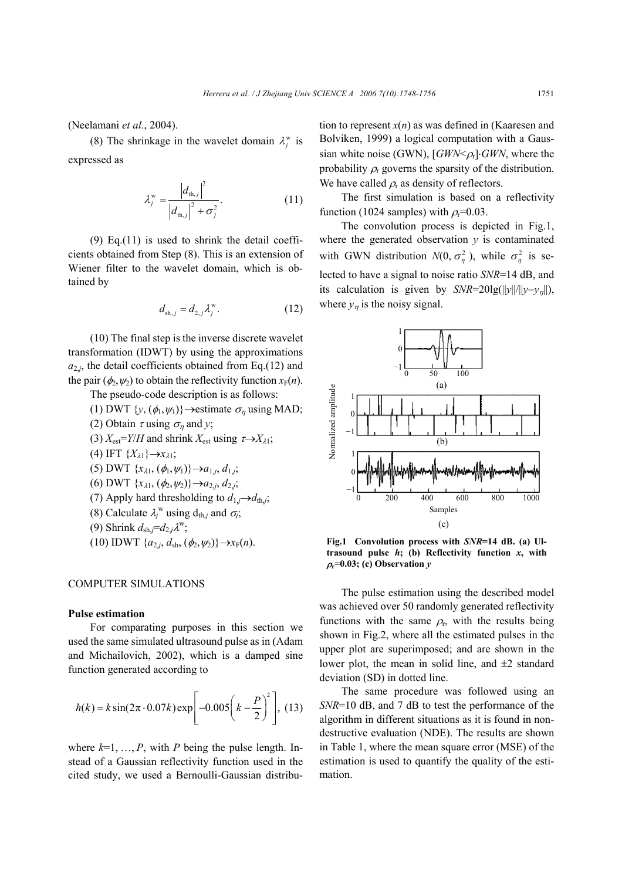(Neelamani *et al.*, 2004).

(8) The shrinkage in the wavelet domain $\lambda_j^{\mathrm{w}}$ is expressed as

$$\lambda_j^{\mathrm{w}} = \frac{\left|d_{\mathrm{th},j}\right|^2}{\left|d_{\mathrm{th},j}\right|^2 + \sigma_j^2}. \quad (11)$$

(9) Eq.(11) is used to shrink the detail coefficients obtained from Step (8). This is an extension of Wiener filter to the wavelet domain, which is obtained by

$$d_{\mathrm{sh},j} = d_{2,j}\lambda_j^{\mathrm{w}}. \quad (12)$$

(10) The final step is the inverse discrete wavelet transformation (IDWT) by using the approximations $a_{2,j}$, the detail coefficients obtained from Eq.(12) and the pair $(\phi_2,\psi_2)$ to obtain the reflectivity function $x_{\mathrm{F}}(n)$.

The pseudo-code description is as follows:

(1) DWT $\{y, (\phi_1,\psi_1)\}\rightarrow$estimate $\sigma_\eta$ using MAD;
(2) Obtain $\tau$ using $\sigma_\eta$ and $y$;
(3) $X_{\mathrm{est}}=Y/H$ and shrink $X_{\mathrm{est}}$ using $\tau\rightarrow X_{\lambda 1}$;
(4) IFT $\{X_{\lambda 1}\}\rightarrow x_{\lambda 1}$;
(5) DWT $\{x_{\lambda 1}, (\phi_1,\psi_1)\}\rightarrow a_{1,j}, d_{1,j}$;
(6) DWT $\{x_{\lambda 1}, (\phi_2,\psi_2)\}\rightarrow a_{2,j}, d_{2,j}$;
(7) Apply hard thresholding to $d_{1,j}\rightarrow d_{\mathrm{th},j}$;
(8) Calculate $\lambda_j^{\mathrm{w}}$ using $d_{\mathrm{th},j}$ and $\sigma_j$;
(9) Shrink $d_{\mathrm{sh},j}=d_{2,j}\lambda^{\mathrm{w}}$;
(10) IDWT $\{a_{2,j}, d_{\mathrm{sh}}, (\phi_2,\psi_2)\}\rightarrow x_{\mathrm{F}}(n)$.

## COMPUTER SIMULATIONS

### Pulse estimation

For comparing purposes in this section we used the same simulated ultrasound pulse as in (Adam and Michailovich, 2002), which is a damped sine function generated according to

$$h(k) = k\sin(2\pi\cdot 0.07k)\exp\left[-0.005\left(k-\frac{P}{2}\right)^2\right], \quad (13)$$

where $k$=1, …, $P$, with $P$ being the pulse length. Instead of a Gaussian reflectivity function used in the cited study, we used a Bernoulli-Gaussian distribution to represent $x(n)$ as was defined in (Kaaresen and Bolviken, 1999) a logical computation with a Gaussian white noise (GWN), $[GWN<\rho_{\mathrm{r}}]\cdot GWN$, where the probability $\rho_{\mathrm{r}}$ governs the sparsity of the distribution. We have called $\rho_{\mathrm{r}}$ as density of reflectors.

The first simulation is based on a reflectivity function (1024 samples) with $\rho_{\mathrm{r}}$=0.03.

The convolution process is depicted in Fig.1, where the generated observation $y$ is contaminated with GWN distribution $N(0, \sigma_\eta^2)$, while $\sigma_\eta^2$ is selected to have a signal to noise ratio *SNR*=14 dB, and its calculation is given by *SNR*=20lg($\|y\|/\|y-y_\eta\|$), where $y_\eta$ is the noisy signal.

**Fig.1 Convolution process with *SNR*=14 dB. (a) Ultrasound pulse *h*; (b) Reflectivity function *x*, with $\rho_{\mathrm{r}}$=0.03; (c) Observation *y***

The pulse estimation using the described model was achieved over 50 randomly generated reflectivity functions with the same $\rho_{\mathrm{r}}$, with the results being shown in Fig.2, where all the estimated pulses in the upper plot are superimposed; and are shown in the lower plot, the mean in solid line, and ±2 standard deviation (SD) in dotted line.

The same procedure was followed using an *SNR*=10 dB, and 7 dB to test the performance of the algorithm in different situations as it is found in nondestructive evaluation (NDE). The results are shown in Table 1, where the mean square error (MSE) of the estimation is used to quantify the quality of the estimation.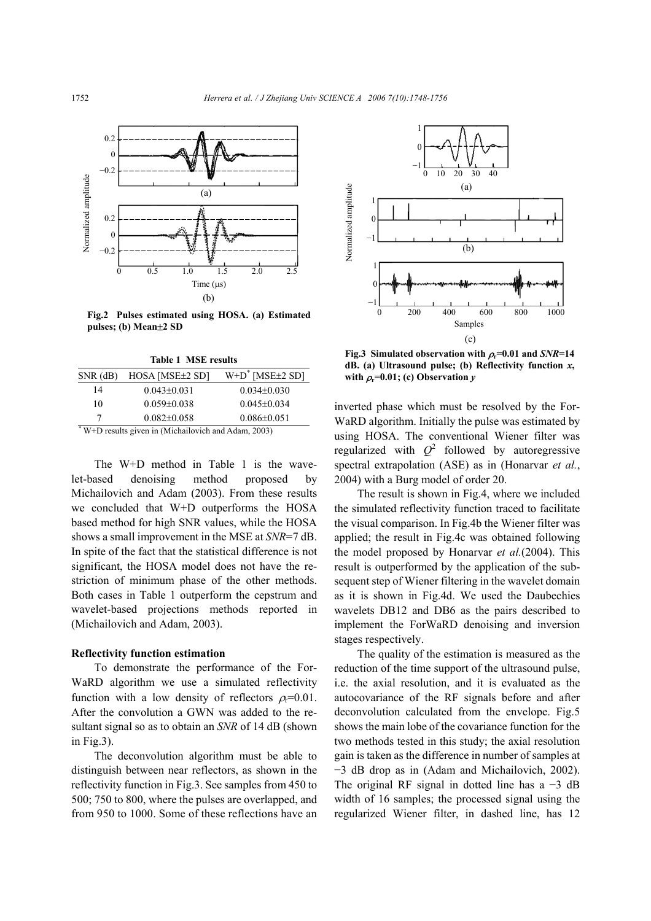Fig.2 Pulses estimated using HOSA. (a) Estimated pulses; (b) Mean±2 SD

Table 1 MSE results

| SNR (dB) | HOSA [MSE±2 SD] | W+D* [MSE±2 SD] |
|---|---|---|
| 14 | 0.043±0.031 | 0.034±0.030 |
| 10 | 0.059±0.038 | 0.045±0.034 |
| 7 | 0.082±0.058 | 0.086±0.051 |

* W+D results given in (Michailovich and Adam, 2003)

The W+D method in Table 1 is the wavelet-based denoising method proposed by Michailovich and Adam (2003). From these results we concluded that W+D outperforms the HOSA based method for high SNR values, while the HOSA shows a small improvement in the MSE at *SNR*=7 dB. In spite of the fact that the statistical difference is not significant, the HOSA model does not have the restriction of minimum phase of the other methods. Both cases in Table 1 outperform the cepstrum and wavelet-based projections methods reported in (Michailovich and Adam, 2003).

### Reflectivity function estimation

To demonstrate the performance of the ForWaRD algorithm we use a simulated reflectivity function with a low density of reflectors $\rho_r$=0.01. After the convolution a GWN was added to the resultant signal so as to obtain an *SNR* of 14 dB (shown in Fig.3).

The deconvolution algorithm must be able to distinguish between near reflectors, as shown in the reflectivity function in Fig.3. See samples from 450 to 500; 750 to 800, where the pulses are overlapped, and from 950 to 1000. Some of these reflections have an inverted phase which must be resolved by the ForWaRD algorithm. Initially the pulse was estimated by using HOSA. The conventional Wiener filter was regularized with $Q^2$ followed by autoregressive spectral extrapolation (ASE) as in (Honarvar *et al.*, 2004) with a Burg model of order 20.

Fig.3 Simulated observation with $\rho_r$=0.01 and *SNR*=14 dB. (a) Ultrasound pulse; (b) Reflectivity function *x*, with $\rho_r$=0.01; (c) Observation *y*

The result is shown in Fig.4, where we included the simulated reflectivity function traced to facilitate the visual comparison. In Fig.4b the Wiener filter was applied; the result in Fig.4c was obtained following the model proposed by Honarvar *et al.*(2004). This result is outperformed by the application of the subsequent step of Wiener filtering in the wavelet domain as it is shown in Fig.4d. We used the Daubechies wavelets DB12 and DB6 as the pairs described to implement the ForWaRD denoising and inversion stages respectively.

The quality of the estimation is measured as the reduction of the time support of the ultrasound pulse, i.e. the axial resolution, and it is evaluated as the autocovariance of the RF signals before and after deconvolution calculated from the envelope. Fig.5 shows the main lobe of the covariance function for the two methods tested in this study; the axial resolution gain is taken as the difference in number of samples at −3 dB drop as in (Adam and Michailovich, 2002). The original RF signal in dotted line has a −3 dB width of 16 samples; the processed signal using the regularized Wiener filter, in dashed line, has 12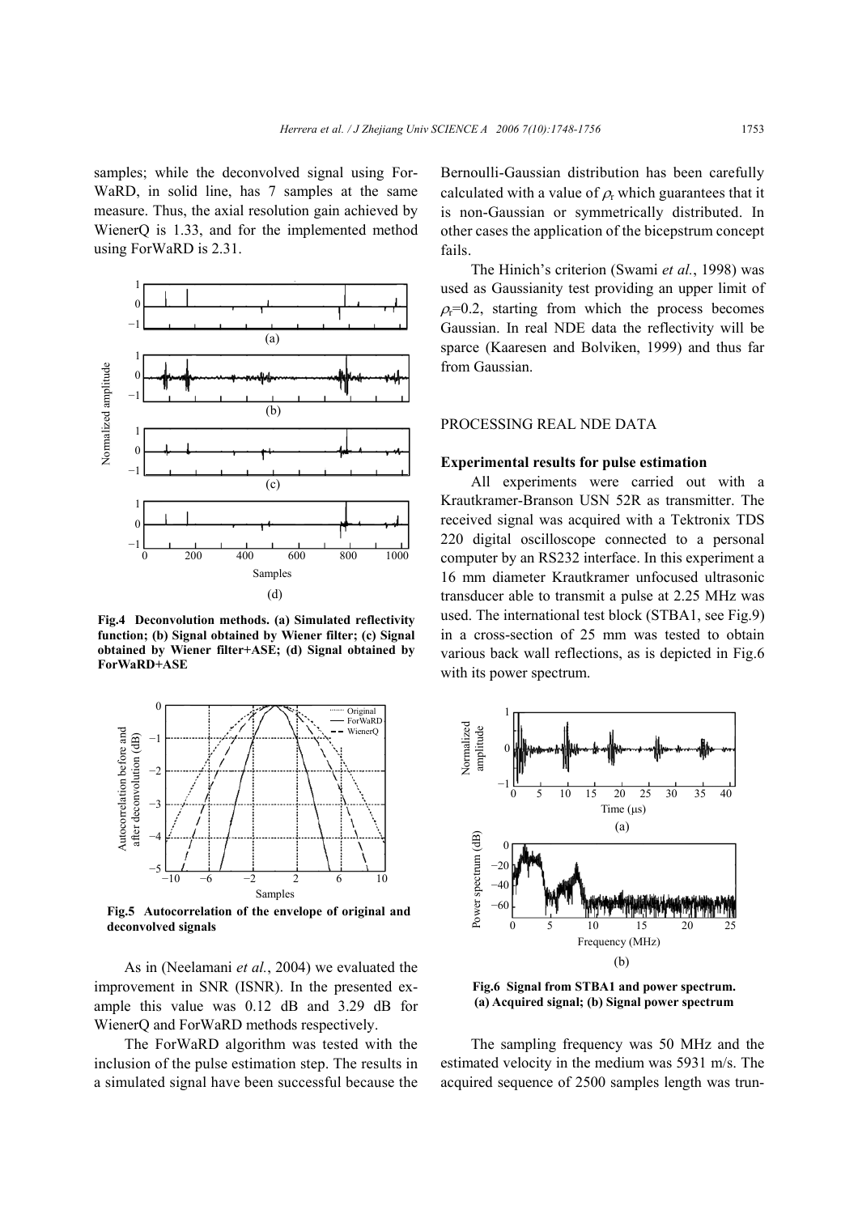samples; while the deconvolved signal using ForWaRD, in solid line, has 7 samples at the same measure. Thus, the axial resolution gain achieved by WienerQ is 1.33, and for the implemented method using ForWaRD is 2.31.

**Fig.4 Deconvolution methods. (a) Simulated reflectivity function; (b) Signal obtained by Wiener filter; (c) Signal obtained by Wiener filter+ASE; (d) Signal obtained by ForWaRD+ASE**

**Fig.5 Autocorrelation of the envelope of original and deconvolved signals**

As in (Neelamani *et al.*, 2004) we evaluated the improvement in SNR (ISNR). In the presented example this value was 0.12 dB and 3.29 dB for WienerQ and ForWaRD methods respectively.

The ForWaRD algorithm was tested with the inclusion of the pulse estimation step. The results in a simulated signal have been successful because the Bernoulli-Gaussian distribution has been carefully calculated with a value of $\rho_r$ which guarantees that it is non-Gaussian or symmetrically distributed. In other cases the application of the bicepstrum concept fails.

The Hinich's criterion (Swami *et al.*, 1998) was used as Gaussianity test providing an upper limit of $\rho_r$=0.2, starting from which the process becomes Gaussian. In real NDE data the reflectivity will be sparce (Kaaresen and Bolviken, 1999) and thus far from Gaussian.

## PROCESSING REAL NDE DATA

### Experimental results for pulse estimation

All experiments were carried out with a Krautkramer-Branson USN 52R as transmitter. The received signal was acquired with a Tektronix TDS 220 digital oscilloscope connected to a personal computer by an RS232 interface. In this experiment a 16 mm diameter Krautkramer unfocused ultrasonic transducer able to transmit a pulse at 2.25 MHz was used. The international test block (STBA1, see Fig.9) in a cross-section of 25 mm was tested to obtain various back wall reflections, as is depicted in Fig.6 with its power spectrum.

**Fig.6 Signal from STBA1 and power spectrum. (a) Acquired signal; (b) Signal power spectrum**

The sampling frequency was 50 MHz and the estimated velocity in the medium was 5931 m/s. The acquired sequence of 2500 samples length was trun-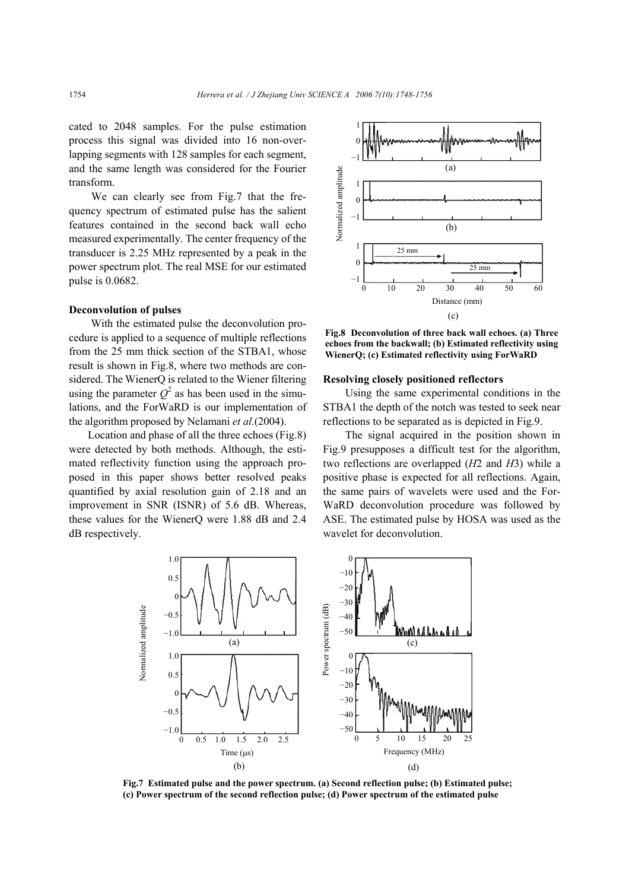cated to 2048 samples. For the pulse estimation process this signal was divided into 16 non-overlapping segments with 128 samples for each segment, and the same length was considered for the Fourier transform.

We can clearly see from Fig.7 that the frequency spectrum of estimated pulse has the salient features contained in the second back wall echo measured experimentally. The center frequency of the transducer is 2.25 MHz represented by a peak in the power spectrum plot. The real MSE for our estimated pulse is 0.0682.

### Deconvolution of pulses

With the estimated pulse the deconvolution procedure is applied to a sequence of multiple reflections from the 25 mm thick section of the STBA1, whose result is shown in Fig.8, where two methods are considered. The WienerQ is related to the Wiener filtering using the parameter $Q^2$ as has been used in the simulations, and the ForWaRD is our implementation of the algorithm proposed by Nelamani *et al.*(2004).

Location and phase of all the three echoes (Fig.8) were detected by both methods. Although, the estimated reflectivity function using the approach proposed in this paper shows better resolved peaks quantified by axial resolution gain of 2.18 and an improvement in SNR (ISNR) of 5.6 dB. Whereas, these values for the WienerQ were 1.88 dB and 2.4 dB respectively.

**Fig.8 Deconvolution of three back wall echoes. (a) Three echoes from the backwall; (b) Estimated reflectivity using WienerQ; (c) Estimated reflectivity using ForWaRD**

### Resolving closely positioned reflectors

Using the same experimental conditions in the STBA1 the depth of the notch was tested to seek near reflections to be separated as is depicted in Fig.9.

The signal acquired in the position shown in Fig.9 presupposes a difficult test for the algorithm, two reflections are overlapped ($H2$ and $H3$) while a positive phase is expected for all reflections. Again, the same pairs of wavelets were used and the ForWaRD deconvolution procedure was followed by ASE. The estimated pulse by HOSA was used as the wavelet for deconvolution.

**Fig.7 Estimated pulse and the power spectrum. (a) Second reflection pulse; (b) Estimated pulse; (c) Power spectrum of the second reflection pulse; (d) Power spectrum of the estimated pulse**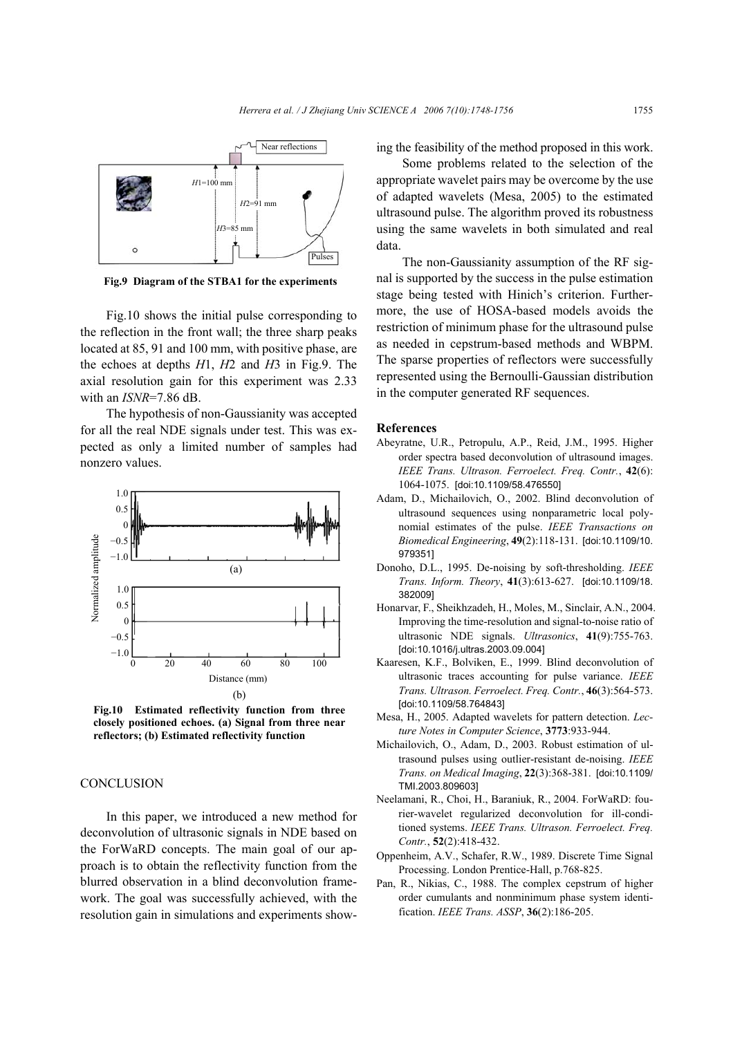Fig.9 Diagram of the STBA1 for the experiments

Fig.10 shows the initial pulse corresponding to the reflection in the front wall; the three sharp peaks located at 85, 91 and 100 mm, with positive phase, are the echoes at depths $H1$, $H2$ and $H3$ in Fig.9. The axial resolution gain for this experiment was 2.33 with an *ISNR*=7.86 dB.

The hypothesis of non-Gaussianity was accepted for all the real NDE signals under test. This was expected as only a limited number of samples had nonzero values.

Fig.10 Estimated reflectivity function from three closely positioned echoes. (a) Signal from three near reflectors; (b) Estimated reflectivity function

## CONCLUSION

In this paper, we introduced a new method for deconvolution of ultrasonic signals in NDE based on the ForWaRD concepts. The main goal of our approach is to obtain the reflectivity function from the blurred observation in a blind deconvolution framework. The goal was successfully achieved, with the resolution gain in simulations and experiments showing the feasibility of the method proposed in this work.

Some problems related to the selection of the appropriate wavelet pairs may be overcome by the use of adapted wavelets (Mesa, 2005) to the estimated ultrasound pulse. The algorithm proved its robustness using the same wavelets in both simulated and real data.

The non-Gaussianity assumption of the RF signal is supported by the success in the pulse estimation stage being tested with Hinich's criterion. Furthermore, the use of HOSA-based models avoids the restriction of minimum phase for the ultrasound pulse as needed in cepstrum-based methods and WBPM. The sparse properties of reflectors were successfully represented using the Bernoulli-Gaussian distribution in the computer generated RF sequences.

## References

Abeyratne, U.R., Petropulu, A.P., Reid, J.M., 1995. Higher order spectra based deconvolution of ultrasound images. *IEEE Trans. Ultrason. Ferroelect. Freq. Contr.*, **42**(6):1064-1075. [doi:10.1109/58.476550]

Adam, D., Michailovich, O., 2002. Blind deconvolution of ultrasound sequences using nonparametric local polynomial estimates of the pulse. *IEEE Transactions on Biomedical Engineering*, **49**(2):118-131. [doi:10.1109/10.979351]

Donoho, D.L., 1995. De-noising by soft-thresholding. *IEEE Trans. Inform. Theory*, **41**(3):613-627. [doi:10.1109/18.382009]

Honarvar, F., Sheikhzadeh, H., Moles, M., Sinclair, A.N., 2004. Improving the time-resolution and signal-to-noise ratio of ultrasonic NDE signals. *Ultrasonics*, **41**(9):755-763. [doi:10.1016/j.ultras.2003.09.004]

Kaaresen, K.F., Bolviken, E., 1999. Blind deconvolution of ultrasonic traces accounting for pulse variance. *IEEE Trans. Ultrason. Ferroelect. Freq. Contr.*, **46**(3):564-573. [doi:10.1109/58.764843]

Mesa, H., 2005. Adapted wavelets for pattern detection. *Lecture Notes in Computer Science*, **3773**:933-944.

Michailovich, O., Adam, D., 2003. Robust estimation of ultrasound pulses using outlier-resistant de-noising. *IEEE Trans. on Medical Imaging*, **22**(3):368-381. [doi:10.1109/TMI.2003.809603]

Neelamani, R., Choi, H., Baraniuk, R., 2004. ForWaRD: fourier-wavelet regularized deconvolution for ill-conditioned systems. *IEEE Trans. Ultrason. Ferroelect. Freq. Contr.*, **52**(2):418-432.

Oppenheim, A.V., Schafer, R.W., 1989. Discrete Time Signal Processing. London Prentice-Hall, p.768-825.

Pan, R., Nikias, C., 1988. The complex cepstrum of higher order cumulants and nonminimum phase system identification. *IEEE Trans. ASSP*, **36**(2):186-205.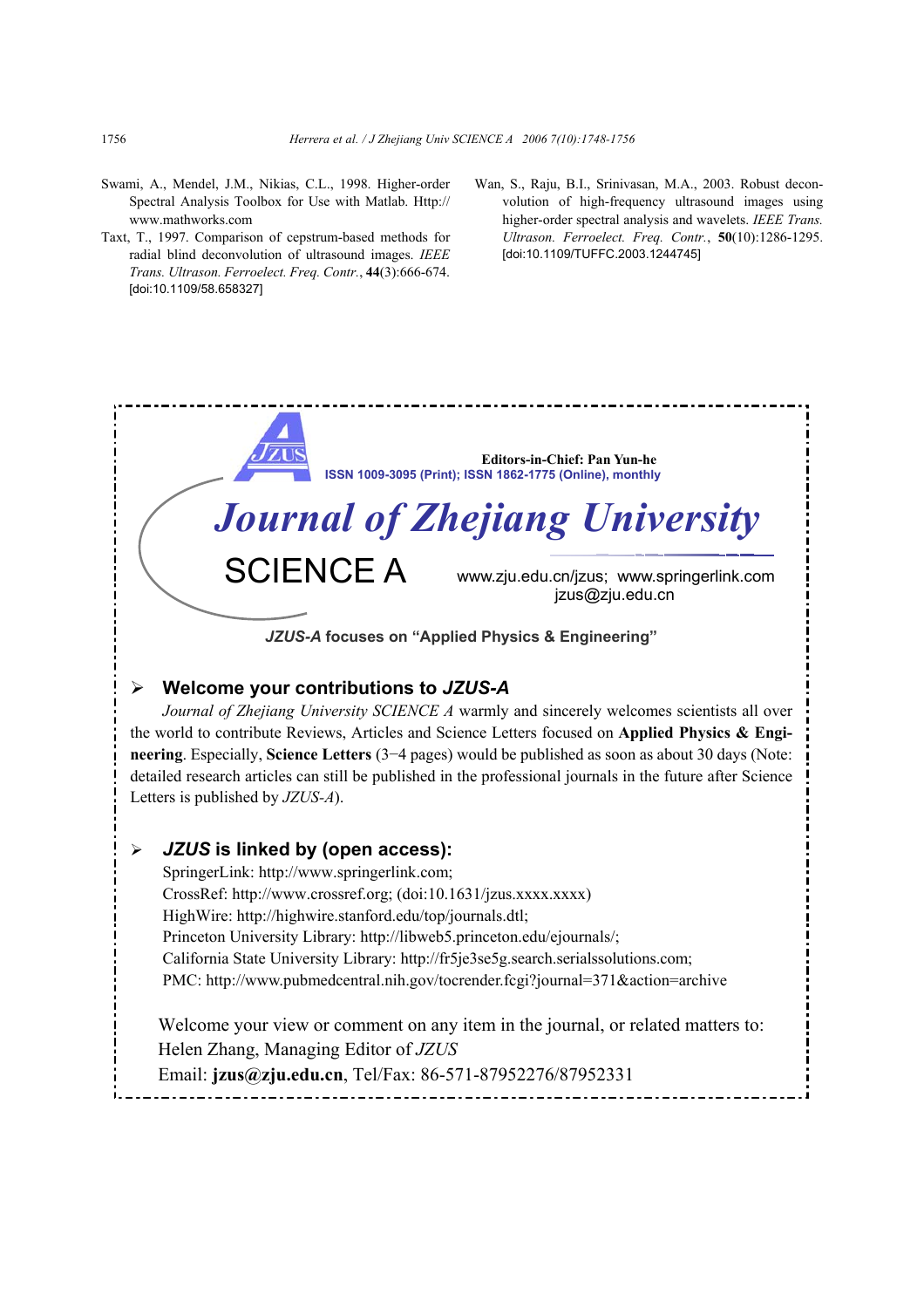Swami, A., Mendel, J.M., Nikias, C.L., 1998. Higher-order Spectral Analysis Toolbox for Use with Matlab. Http://www.mathworks.com

Taxt, T., 1997. Comparison of cepstrum-based methods for radial blind deconvolution of ultrasound images. *IEEE Trans. Ultrason. Ferroelect. Freq. Contr.*, **44**(3):666-674. [doi:10.1109/58.658327]

Wan, S., Raju, B.I., Srinivasan, M.A., 2003. Robust deconvolution of high-frequency ultrasound images using higher-order spectral analysis and wavelets. *IEEE Trans. Ultrason. Ferroelect. Freq. Contr.*, **50**(10):1286-1295. [doi:10.1109/TUFFC.2003.1244745]

---

**Editors-in-Chief: Pan Yun-he**

**ISSN 1009-3095 (Print); ISSN 1862-1775 (Online), monthly**

# *Journal of Zhejiang University* SCIENCE A

www.zju.edu.cn/jzus; www.springerlink.com
jzus@zju.edu.cn

***JZUS-A*** **focuses on "Applied Physics & Engineering"**

## ➢ Welcome your contributions to *JZUS-A*

*Journal of Zhejiang University SCIENCE A* warmly and sincerely welcomes scientists all over the world to contribute Reviews, Articles and Science Letters focused on **Applied Physics & Engineering**. Especially, **Science Letters** (3−4 pages) would be published as soon as about 30 days (Note: detailed research articles can still be published in the professional journals in the future after Science Letters is published by *JZUS-A*).

## ➢ *JZUS* is linked by (open access):

SpringerLink: http://www.springerlink.com;
CrossRef: http://www.crossref.org; (doi:10.1631/jzus.xxxx.xxxx)
HighWire: http://highwire.stanford.edu/top/journals.dtl;
Princeton University Library: http://libweb5.princeton.edu/ejournals/;
California State University Library: http://fr5je3se5g.search.serialssolutions.com;
PMC: http://www.pubmedcentral.nih.gov/tocrender.fcgi?journal=371&action=archive

Welcome your view or comment on any item in the journal, or related matters to:
Helen Zhang, Managing Editor of *JZUS*
Email: **jzus@zju.edu.cn**, Tel/Fax: 86-571-87952276/87952331